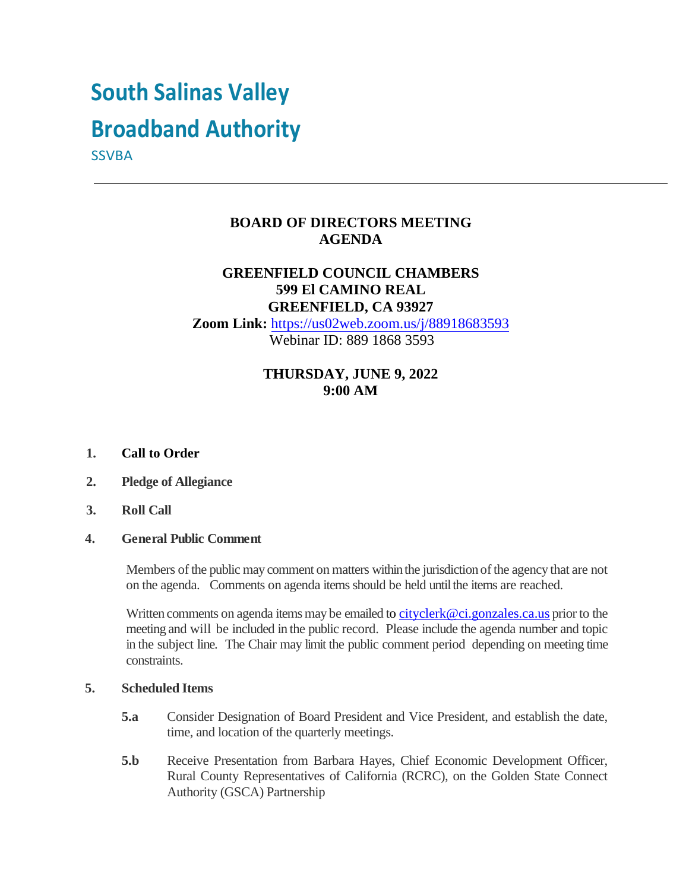# South Salinas Valley

# Broadband Authority

SSVBA

---

**BOARD OF DIRECTORS MEETING**
**AGENDA**

**GREENFIELD COUNCIL CHAMBERS**
**599 El CAMINO REAL**
**GREENFIELD, CA 93927**
**Zoom Link:** https://us02web.zoom.us/j/88918683593
Webinar ID: 889 1868 3593

**THURSDAY, JUNE 9, 2022**
**9:00 AM**

1. **Call to Order**

2. **Pledge of Allegiance**

3. **Roll Call**

4. **General Public Comment**

   Members of the public may comment on matters within the jurisdiction of the agency that are not on the agenda. Comments on agenda items should be held until the items are reached.

   Written comments on agenda items may be emailed to cityclerk@ci.gonzales.ca.us prior to the meeting and will be included in the public record. Please include the agenda number and topic in the subject line. The Chair may limit the public comment period depending on meeting time constraints.

5. **Scheduled Items**

   **5.a** Consider Designation of Board President and Vice President, and establish the date, time, and location of the quarterly meetings.

   **5.b** Receive Presentation from Barbara Hayes, Chief Economic Development Officer, Rural County Representatives of California (RCRC), on the Golden State Connect Authority (GSCA) Partnership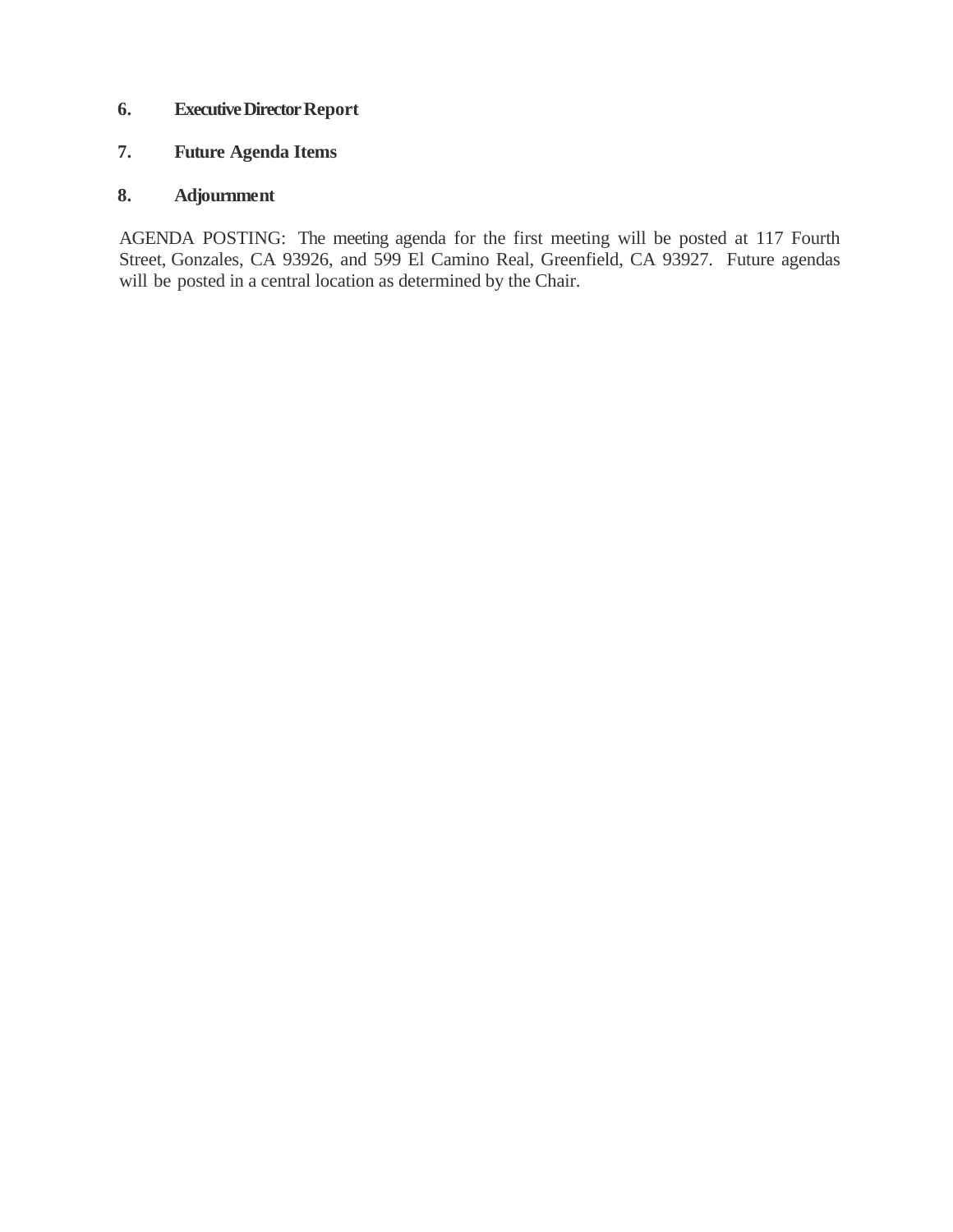**6. Executive Director Report**

**7. Future Agenda Items**

**8. Adjournment**

AGENDA POSTING: The meeting agenda for the first meeting will be posted at 117 Fourth Street, Gonzales, CA 93926, and 599 El Camino Real, Greenfield, CA 93927. Future agendas will be posted in a central location as determined by the Chair.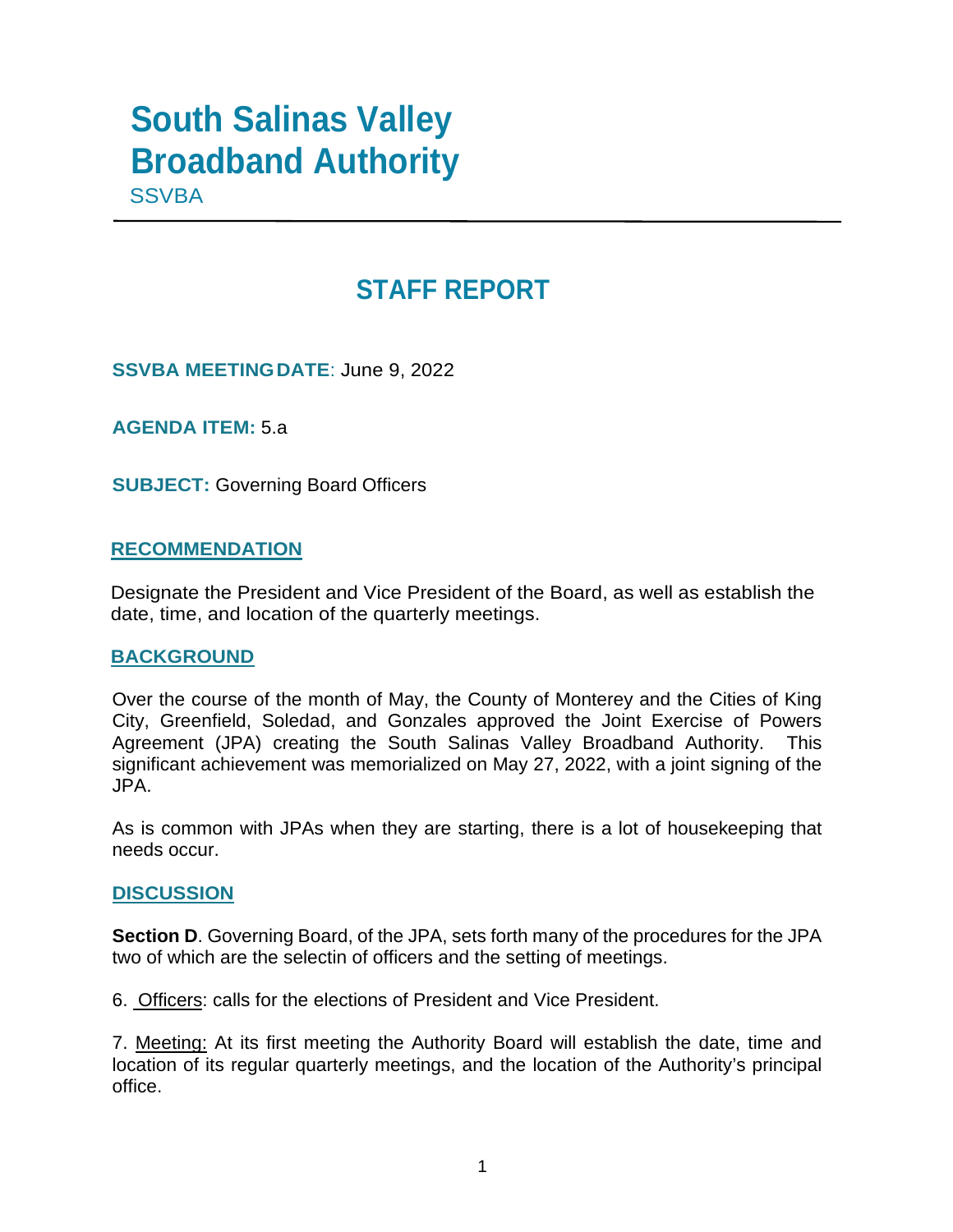# South Salinas Valley Broadband Authority

SSVBA

## STAFF REPORT

**SSVBA MEETING DATE**: June 9, 2022

**AGENDA ITEM:** 5.a

**SUBJECT:** Governing Board Officers

### RECOMMENDATION

Designate the President and Vice President of the Board, as well as establish the date, time, and location of the quarterly meetings.

### BACKGROUND

Over the course of the month of May, the County of Monterey and the Cities of King City, Greenfield, Soledad, and Gonzales approved the Joint Exercise of Powers Agreement (JPA) creating the South Salinas Valley Broadband Authority. This significant achievement was memorialized on May 27, 2022, with a joint signing of the JPA.

As is common with JPAs when they are starting, there is a lot of housekeeping that needs occur.

### DISCUSSION

**Section D**. Governing Board, of the JPA, sets forth many of the procedures for the JPA two of which are the selectin of officers and the setting of meetings.

6. Officers: calls for the elections of President and Vice President.

7. Meeting: At its first meeting the Authority Board will establish the date, time and location of its regular quarterly meetings, and the location of the Authority's principal office.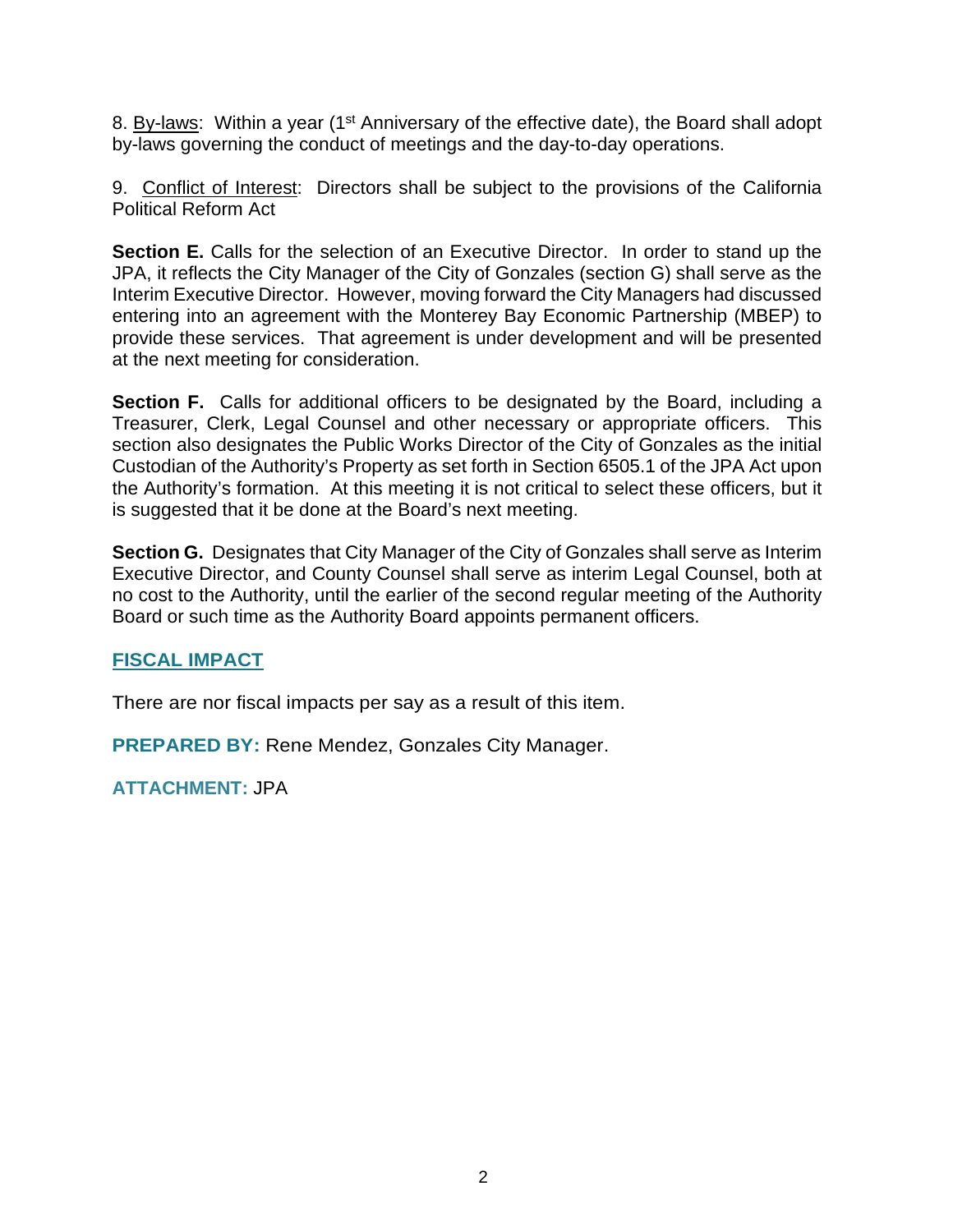8. By-laws: Within a year (1st Anniversary of the effective date), the Board shall adopt by-laws governing the conduct of meetings and the day-to-day operations.

9. Conflict of Interest: Directors shall be subject to the provisions of the California Political Reform Act

**Section E.** Calls for the selection of an Executive Director. In order to stand up the JPA, it reflects the City Manager of the City of Gonzales (section G) shall serve as the Interim Executive Director. However, moving forward the City Managers had discussed entering into an agreement with the Monterey Bay Economic Partnership (MBEP) to provide these services. That agreement is under development and will be presented at the next meeting for consideration.

**Section F.** Calls for additional officers to be designated by the Board, including a Treasurer, Clerk, Legal Counsel and other necessary or appropriate officers. This section also designates the Public Works Director of the City of Gonzales as the initial Custodian of the Authority's Property as set forth in Section 6505.1 of the JPA Act upon the Authority's formation. At this meeting it is not critical to select these officers, but it is suggested that it be done at the Board's next meeting.

**Section G.** Designates that City Manager of the City of Gonzales shall serve as Interim Executive Director, and County Counsel shall serve as interim Legal Counsel, both at no cost to the Authority, until the earlier of the second regular meeting of the Authority Board or such time as the Authority Board appoints permanent officers.

## FISCAL IMPACT

There are nor fiscal impacts per say as a result of this item.

**PREPARED BY:** Rene Mendez, Gonzales City Manager.

**ATTACHMENT:** JPA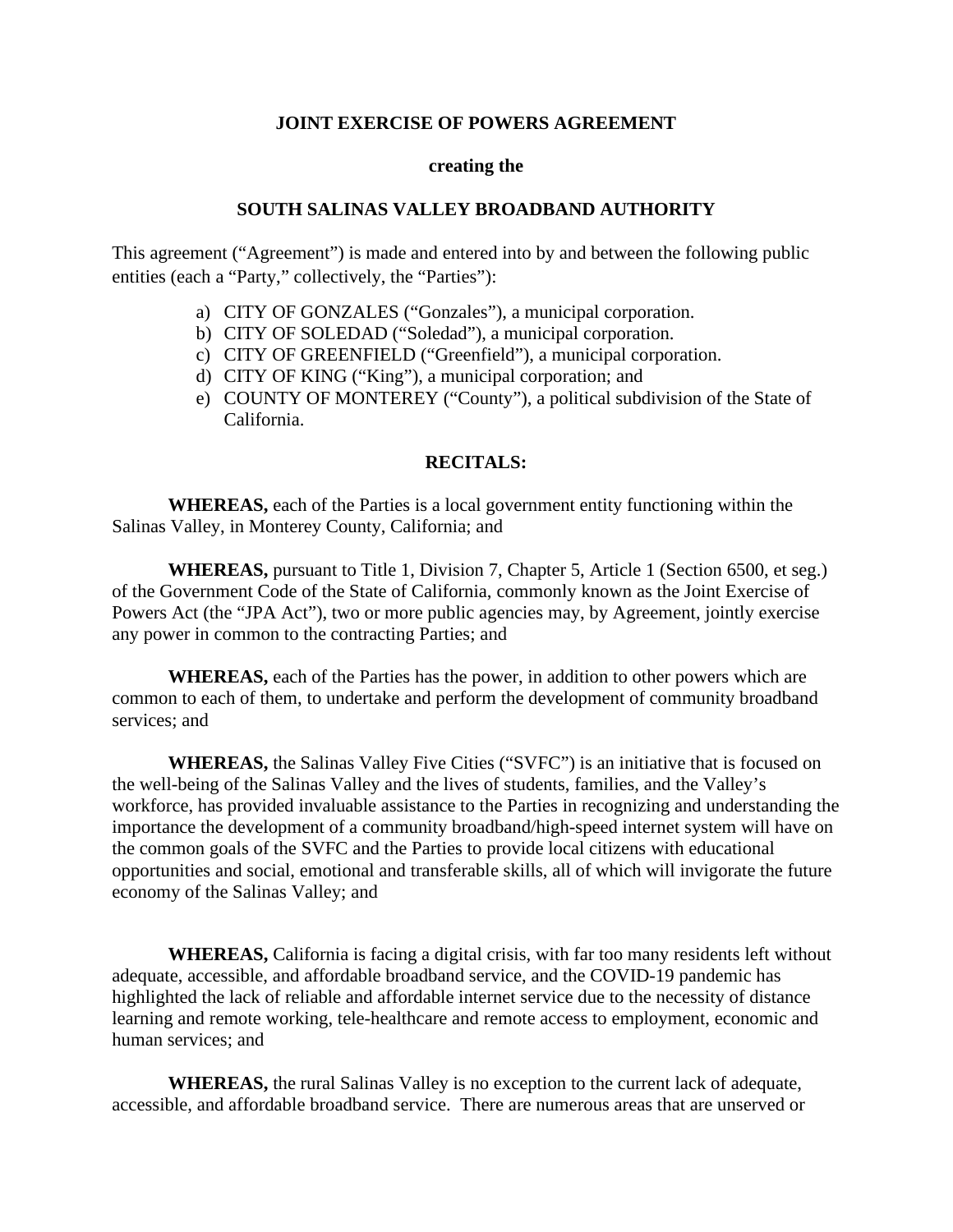**JOINT EXERCISE OF POWERS AGREEMENT**

**creating the**

**SOUTH SALINAS VALLEY BROADBAND AUTHORITY**

This agreement ("Agreement") is made and entered into by and between the following public entities (each a "Party," collectively, the "Parties"):

a) CITY OF GONZALES ("Gonzales"), a municipal corporation.
b) CITY OF SOLEDAD ("Soledad"), a municipal corporation.
c) CITY OF GREENFIELD ("Greenfield"), a municipal corporation.
d) CITY OF KING ("King"), a municipal corporation; and
e) COUNTY OF MONTEREY ("County"), a political subdivision of the State of California.

**RECITALS:**

**WHEREAS,** each of the Parties is a local government entity functioning within the Salinas Valley, in Monterey County, California; and

**WHEREAS,** pursuant to Title 1, Division 7, Chapter 5, Article 1 (Section 6500, et seg.) of the Government Code of the State of California, commonly known as the Joint Exercise of Powers Act (the "JPA Act"), two or more public agencies may, by Agreement, jointly exercise any power in common to the contracting Parties; and

**WHEREAS,** each of the Parties has the power, in addition to other powers which are common to each of them, to undertake and perform the development of community broadband services; and

**WHEREAS,** the Salinas Valley Five Cities ("SVFC") is an initiative that is focused on the well-being of the Salinas Valley and the lives of students, families, and the Valley's workforce, has provided invaluable assistance to the Parties in recognizing and understanding the importance the development of a community broadband/high-speed internet system will have on the common goals of the SVFC and the Parties to provide local citizens with educational opportunities and social, emotional and transferable skills, all of which will invigorate the future economy of the Salinas Valley; and

**WHEREAS,** California is facing a digital crisis, with far too many residents left without adequate, accessible, and affordable broadband service, and the COVID-19 pandemic has highlighted the lack of reliable and affordable internet service due to the necessity of distance learning and remote working, tele-healthcare and remote access to employment, economic and human services; and

**WHEREAS,** the rural Salinas Valley is no exception to the current lack of adequate, accessible, and affordable broadband service. There are numerous areas that are unserved or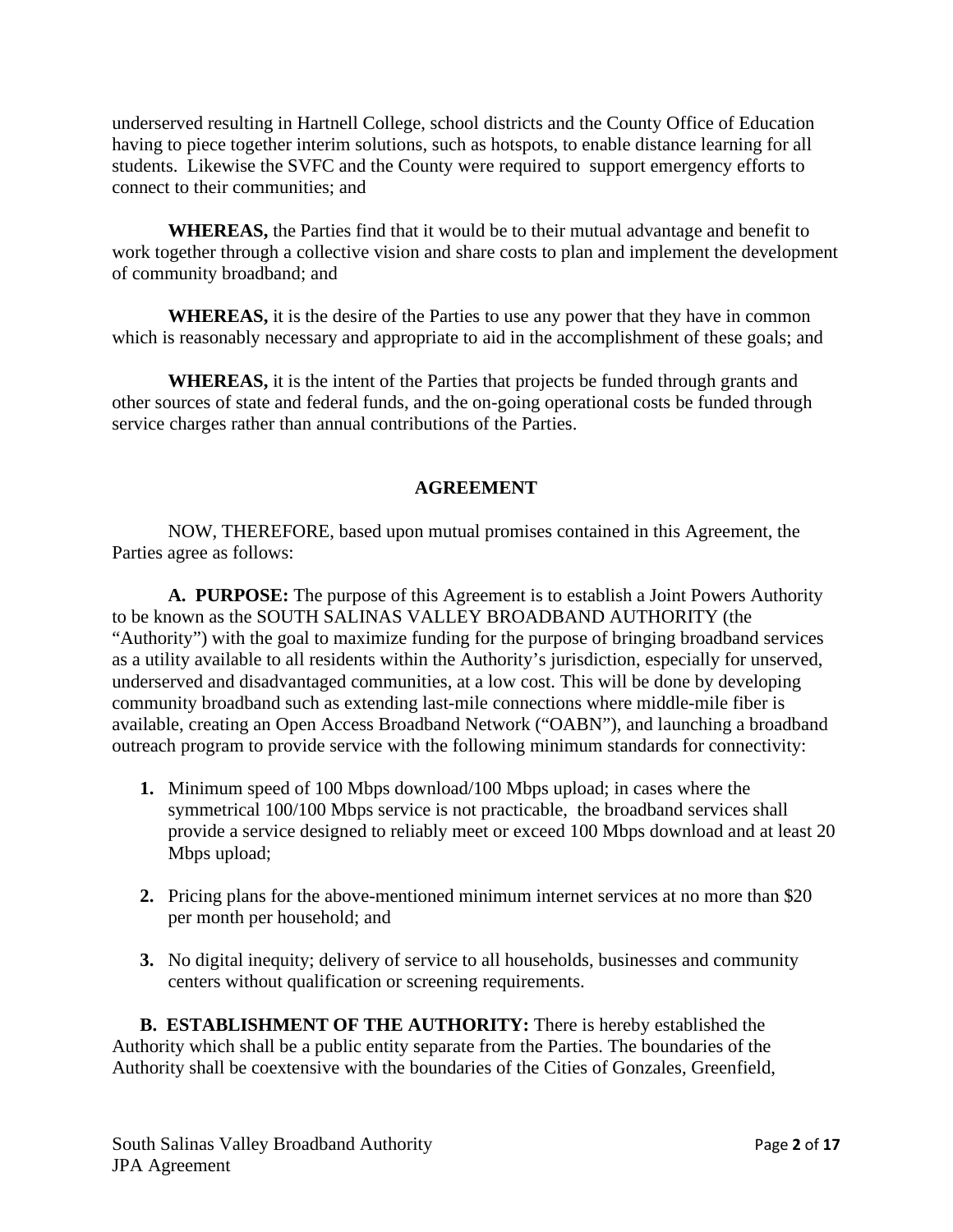underserved resulting in Hartnell College, school districts and the County Office of Education having to piece together interim solutions, such as hotspots, to enable distance learning for all students. Likewise the SVFC and the County were required to support emergency efforts to connect to their communities; and

**WHEREAS,** the Parties find that it would be to their mutual advantage and benefit to work together through a collective vision and share costs to plan and implement the development of community broadband; and

**WHEREAS,** it is the desire of the Parties to use any power that they have in common which is reasonably necessary and appropriate to aid in the accomplishment of these goals; and

**WHEREAS,** it is the intent of the Parties that projects be funded through grants and other sources of state and federal funds, and the on-going operational costs be funded through service charges rather than annual contributions of the Parties.

## AGREEMENT

NOW, THEREFORE, based upon mutual promises contained in this Agreement, the Parties agree as follows:

**A. PURPOSE:** The purpose of this Agreement is to establish a Joint Powers Authority to be known as the SOUTH SALINAS VALLEY BROADBAND AUTHORITY (the "Authority") with the goal to maximize funding for the purpose of bringing broadband services as a utility available to all residents within the Authority's jurisdiction, especially for unserved, underserved and disadvantaged communities, at a low cost. This will be done by developing community broadband such as extending last-mile connections where middle-mile fiber is available, creating an Open Access Broadband Network ("OABN"), and launching a broadband outreach program to provide service with the following minimum standards for connectivity:

1. Minimum speed of 100 Mbps download/100 Mbps upload; in cases where the symmetrical 100/100 Mbps service is not practicable, the broadband services shall provide a service designed to reliably meet or exceed 100 Mbps download and at least 20 Mbps upload;

2. Pricing plans for the above-mentioned minimum internet services at no more than $20 per month per household; and

3. No digital inequity; delivery of service to all households, businesses and community centers without qualification or screening requirements.

**B. ESTABLISHMENT OF THE AUTHORITY:** There is hereby established the Authority which shall be a public entity separate from the Parties. The boundaries of the Authority shall be coextensive with the boundaries of the Cities of Gonzales, Greenfield,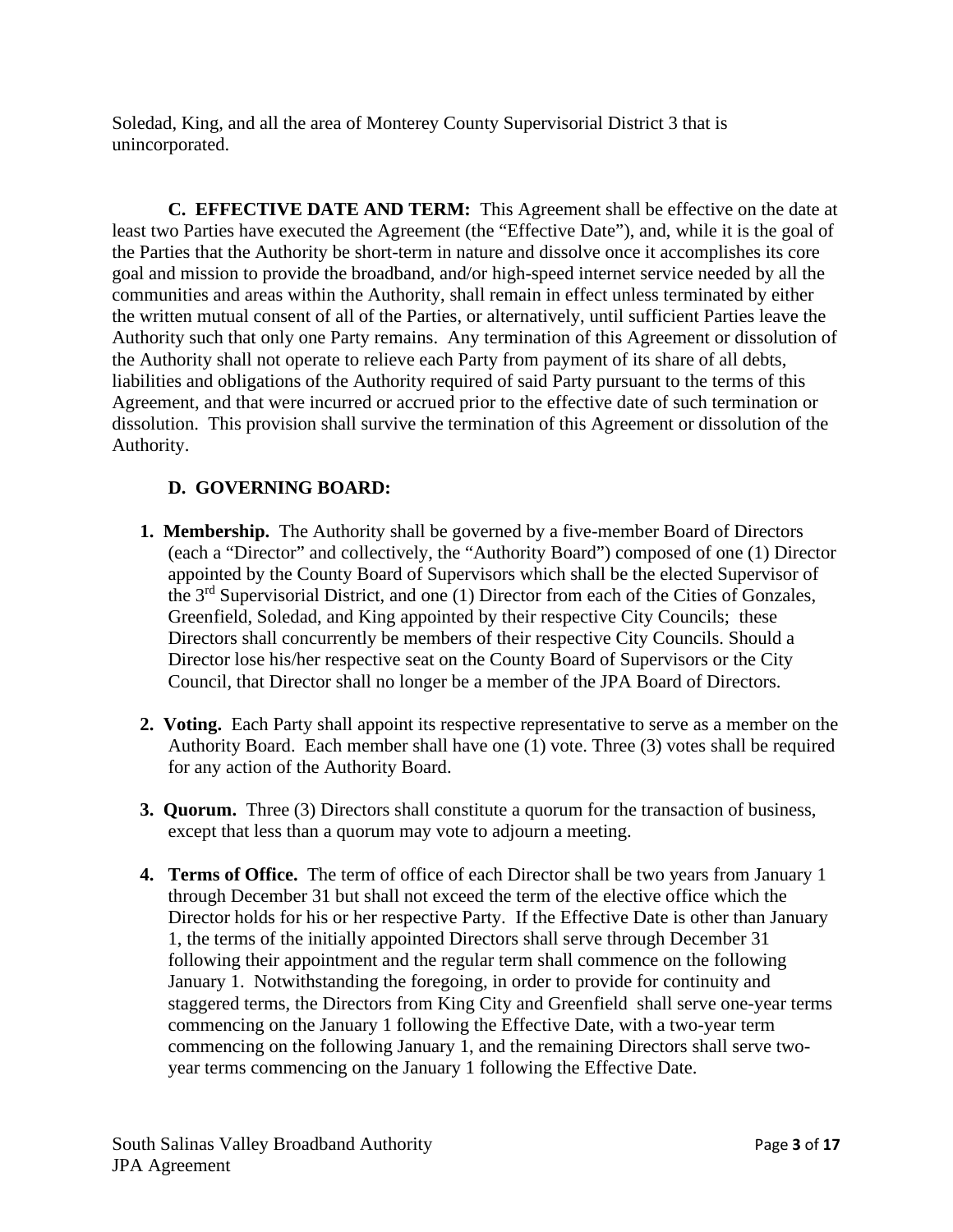Soledad, King, and all the area of Monterey County Supervisorial District 3 that is unincorporated.

**C. EFFECTIVE DATE AND TERM:** This Agreement shall be effective on the date at least two Parties have executed the Agreement (the "Effective Date"), and, while it is the goal of the Parties that the Authority be short-term in nature and dissolve once it accomplishes its core goal and mission to provide the broadband, and/or high-speed internet service needed by all the communities and areas within the Authority, shall remain in effect unless terminated by either the written mutual consent of all of the Parties, or alternatively, until sufficient Parties leave the Authority such that only one Party remains. Any termination of this Agreement or dissolution of the Authority shall not operate to relieve each Party from payment of its share of all debts, liabilities and obligations of the Authority required of said Party pursuant to the terms of this Agreement, and that were incurred or accrued prior to the effective date of such termination or dissolution. This provision shall survive the termination of this Agreement or dissolution of the Authority.

**D. GOVERNING BOARD:**

1. **Membership.** The Authority shall be governed by a five-member Board of Directors (each a "Director" and collectively, the "Authority Board") composed of one (1) Director appointed by the County Board of Supervisors which shall be the elected Supervisor of the 3rd Supervisorial District, and one (1) Director from each of the Cities of Gonzales, Greenfield, Soledad, and King appointed by their respective City Councils; these Directors shall concurrently be members of their respective City Councils. Should a Director lose his/her respective seat on the County Board of Supervisors or the City Council, that Director shall no longer be a member of the JPA Board of Directors.

2. **Voting.** Each Party shall appoint its respective representative to serve as a member on the Authority Board. Each member shall have one (1) vote. Three (3) votes shall be required for any action of the Authority Board.

3. **Quorum.** Three (3) Directors shall constitute a quorum for the transaction of business, except that less than a quorum may vote to adjourn a meeting.

4. **Terms of Office.** The term of office of each Director shall be two years from January 1 through December 31 but shall not exceed the term of the elective office which the Director holds for his or her respective Party. If the Effective Date is other than January 1, the terms of the initially appointed Directors shall serve through December 31 following their appointment and the regular term shall commence on the following January 1. Notwithstanding the foregoing, in order to provide for continuity and staggered terms, the Directors from King City and Greenfield shall serve one-year terms commencing on the January 1 following the Effective Date, with a two-year term commencing on the following January 1, and the remaining Directors shall serve two-year terms commencing on the January 1 following the Effective Date.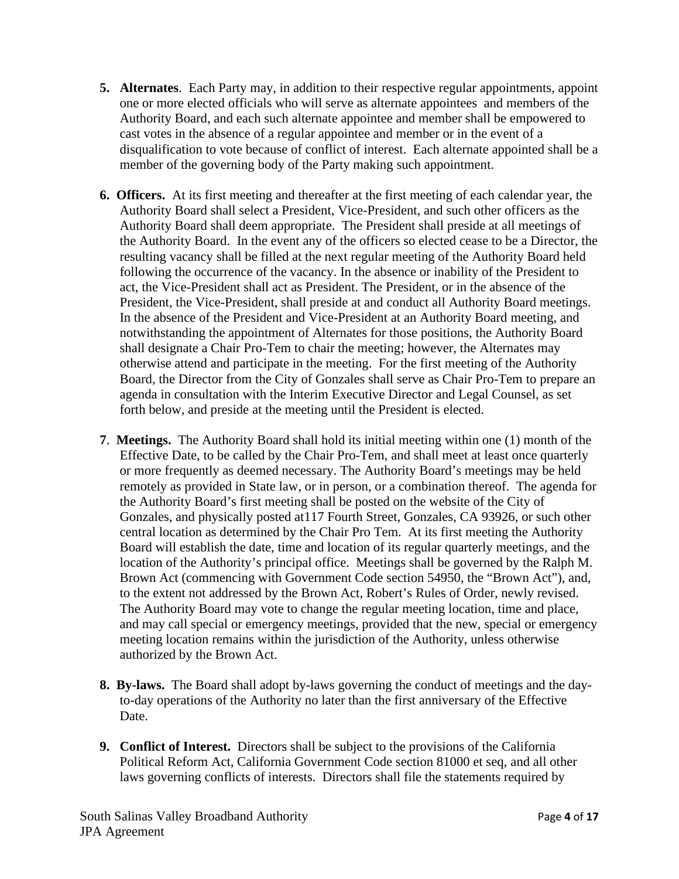5. **Alternates**. Each Party may, in addition to their respective regular appointments, appoint one or more elected officials who will serve as alternate appointees and members of the Authority Board, and each such alternate appointee and member shall be empowered to cast votes in the absence of a regular appointee and member or in the event of a disqualification to vote because of conflict of interest. Each alternate appointed shall be a member of the governing body of the Party making such appointment.

6. **Officers.** At its first meeting and thereafter at the first meeting of each calendar year, the Authority Board shall select a President, Vice-President, and such other officers as the Authority Board shall deem appropriate. The President shall preside at all meetings of the Authority Board. In the event any of the officers so elected cease to be a Director, the resulting vacancy shall be filled at the next regular meeting of the Authority Board held following the occurrence of the vacancy. In the absence or inability of the President to act, the Vice-President shall act as President. The President, or in the absence of the President, the Vice-President, shall preside at and conduct all Authority Board meetings. In the absence of the President and Vice-President at an Authority Board meeting, and notwithstanding the appointment of Alternates for those positions, the Authority Board shall designate a Chair Pro-Tem to chair the meeting; however, the Alternates may otherwise attend and participate in the meeting. For the first meeting of the Authority Board, the Director from the City of Gonzales shall serve as Chair Pro-Tem to prepare an agenda in consultation with the Interim Executive Director and Legal Counsel, as set forth below, and preside at the meeting until the President is elected.

7. **Meetings.** The Authority Board shall hold its initial meeting within one (1) month of the Effective Date, to be called by the Chair Pro-Tem, and shall meet at least once quarterly or more frequently as deemed necessary. The Authority Board's meetings may be held remotely as provided in State law, or in person, or a combination thereof. The agenda for the Authority Board's first meeting shall be posted on the website of the City of Gonzales, and physically posted at117 Fourth Street, Gonzales, CA 93926, or such other central location as determined by the Chair Pro Tem. At its first meeting the Authority Board will establish the date, time and location of its regular quarterly meetings, and the location of the Authority's principal office. Meetings shall be governed by the Ralph M. Brown Act (commencing with Government Code section 54950, the "Brown Act"), and, to the extent not addressed by the Brown Act, Robert's Rules of Order, newly revised. The Authority Board may vote to change the regular meeting location, time and place, and may call special or emergency meetings, provided that the new, special or emergency meeting location remains within the jurisdiction of the Authority, unless otherwise authorized by the Brown Act.

8. **By-laws.** The Board shall adopt by-laws governing the conduct of meetings and the day-to-day operations of the Authority no later than the first anniversary of the Effective Date.

9. **Conflict of Interest.** Directors shall be subject to the provisions of the California Political Reform Act, California Government Code section 81000 et seq, and all other laws governing conflicts of interests. Directors shall file the statements required by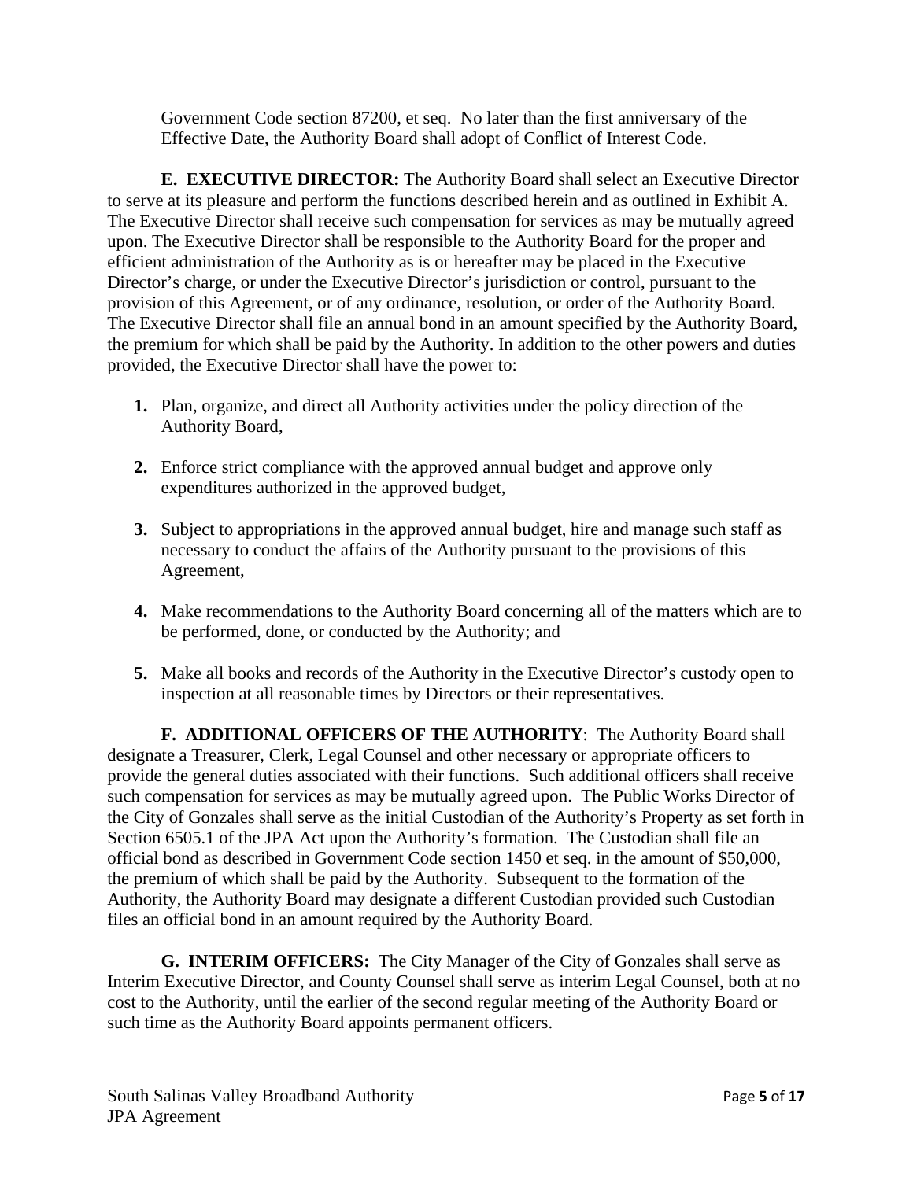Government Code section 87200, et seq. No later than the first anniversary of the Effective Date, the Authority Board shall adopt of Conflict of Interest Code.

**E. EXECUTIVE DIRECTOR:** The Authority Board shall select an Executive Director to serve at its pleasure and perform the functions described herein and as outlined in Exhibit A. The Executive Director shall receive such compensation for services as may be mutually agreed upon. The Executive Director shall be responsible to the Authority Board for the proper and efficient administration of the Authority as is or hereafter may be placed in the Executive Director's charge, or under the Executive Director's jurisdiction or control, pursuant to the provision of this Agreement, or of any ordinance, resolution, or order of the Authority Board. The Executive Director shall file an annual bond in an amount specified by the Authority Board, the premium for which shall be paid by the Authority. In addition to the other powers and duties provided, the Executive Director shall have the power to:

1. Plan, organize, and direct all Authority activities under the policy direction of the Authority Board,

2. Enforce strict compliance with the approved annual budget and approve only expenditures authorized in the approved budget,

3. Subject to appropriations in the approved annual budget, hire and manage such staff as necessary to conduct the affairs of the Authority pursuant to the provisions of this Agreement,

4. Make recommendations to the Authority Board concerning all of the matters which are to be performed, done, or conducted by the Authority; and

5. Make all books and records of the Authority in the Executive Director's custody open to inspection at all reasonable times by Directors or their representatives.

**F. ADDITIONAL OFFICERS OF THE AUTHORITY**: The Authority Board shall designate a Treasurer, Clerk, Legal Counsel and other necessary or appropriate officers to provide the general duties associated with their functions. Such additional officers shall receive such compensation for services as may be mutually agreed upon. The Public Works Director of the City of Gonzales shall serve as the initial Custodian of the Authority's Property as set forth in Section 6505.1 of the JPA Act upon the Authority's formation. The Custodian shall file an official bond as described in Government Code section 1450 et seq. in the amount of $50,000, the premium of which shall be paid by the Authority. Subsequent to the formation of the Authority, the Authority Board may designate a different Custodian provided such Custodian files an official bond in an amount required by the Authority Board.

**G. INTERIM OFFICERS:** The City Manager of the City of Gonzales shall serve as Interim Executive Director, and County Counsel shall serve as interim Legal Counsel, both at no cost to the Authority, until the earlier of the second regular meeting of the Authority Board or such time as the Authority Board appoints permanent officers.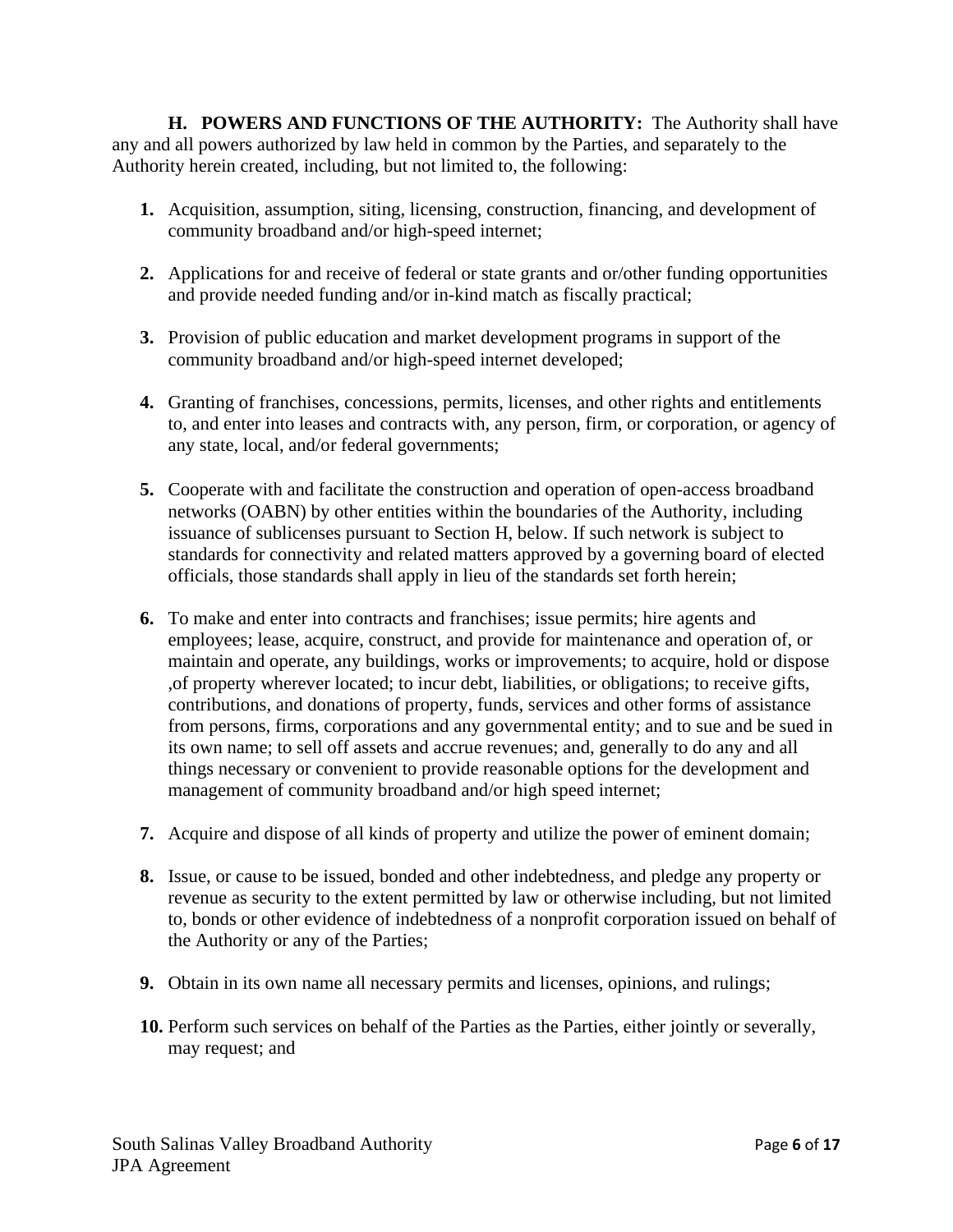**H. POWERS AND FUNCTIONS OF THE AUTHORITY:** The Authority shall have any and all powers authorized by law held in common by the Parties, and separately to the Authority herein created, including, but not limited to, the following:

1. Acquisition, assumption, siting, licensing, construction, financing, and development of community broadband and/or high-speed internet;

2. Applications for and receive of federal or state grants and or/other funding opportunities and provide needed funding and/or in-kind match as fiscally practical;

3. Provision of public education and market development programs in support of the community broadband and/or high-speed internet developed;

4. Granting of franchises, concessions, permits, licenses, and other rights and entitlements to, and enter into leases and contracts with, any person, firm, or corporation, or agency of any state, local, and/or federal governments;

5. Cooperate with and facilitate the construction and operation of open-access broadband networks (OABN) by other entities within the boundaries of the Authority, including issuance of sublicenses pursuant to Section H, below. If such network is subject to standards for connectivity and related matters approved by a governing board of elected officials, those standards shall apply in lieu of the standards set forth herein;

6. To make and enter into contracts and franchises; issue permits; hire agents and employees; lease, acquire, construct, and provide for maintenance and operation of, or maintain and operate, any buildings, works or improvements; to acquire, hold or dispose ,of property wherever located; to incur debt, liabilities, or obligations; to receive gifts, contributions, and donations of property, funds, services and other forms of assistance from persons, firms, corporations and any governmental entity; and to sue and be sued in its own name; to sell off assets and accrue revenues; and, generally to do any and all things necessary or convenient to provide reasonable options for the development and management of community broadband and/or high speed internet;

7. Acquire and dispose of all kinds of property and utilize the power of eminent domain;

8. Issue, or cause to be issued, bonded and other indebtedness, and pledge any property or revenue as security to the extent permitted by law or otherwise including, but not limited to, bonds or other evidence of indebtedness of a nonprofit corporation issued on behalf of the Authority or any of the Parties;

9. Obtain in its own name all necessary permits and licenses, opinions, and rulings;

10. Perform such services on behalf of the Parties as the Parties, either jointly or severally, may request; and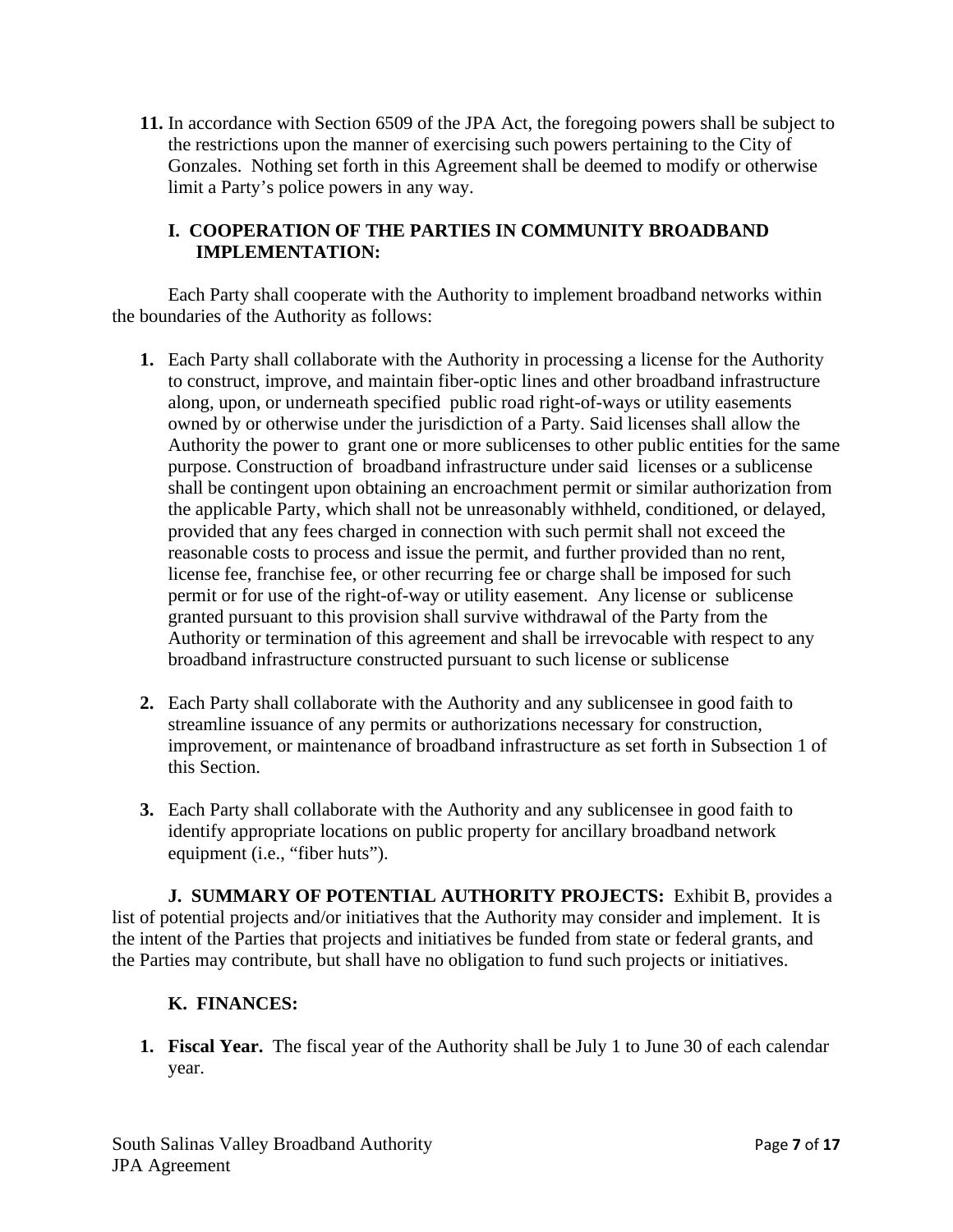**11.** In accordance with Section 6509 of the JPA Act, the foregoing powers shall be subject to the restrictions upon the manner of exercising such powers pertaining to the City of Gonzales. Nothing set forth in this Agreement shall be deemed to modify or otherwise limit a Party's police powers in any way.

### I. COOPERATION OF THE PARTIES IN COMMUNITY BROADBAND IMPLEMENTATION:

Each Party shall cooperate with the Authority to implement broadband networks within the boundaries of the Authority as follows:

1. Each Party shall collaborate with the Authority in processing a license for the Authority to construct, improve, and maintain fiber-optic lines and other broadband infrastructure along, upon, or underneath specified public road right-of-ways or utility easements owned by or otherwise under the jurisdiction of a Party. Said licenses shall allow the Authority the power to grant one or more sublicenses to other public entities for the same purpose. Construction of broadband infrastructure under said licenses or a sublicense shall be contingent upon obtaining an encroachment permit or similar authorization from the applicable Party, which shall not be unreasonably withheld, conditioned, or delayed, provided that any fees charged in connection with such permit shall not exceed the reasonable costs to process and issue the permit, and further provided than no rent, license fee, franchise fee, or other recurring fee or charge shall be imposed for such permit or for use of the right-of-way or utility easement. Any license or sublicense granted pursuant to this provision shall survive withdrawal of the Party from the Authority or termination of this agreement and shall be irrevocable with respect to any broadband infrastructure constructed pursuant to such license or sublicense

2. Each Party shall collaborate with the Authority and any sublicensee in good faith to streamline issuance of any permits or authorizations necessary for construction, improvement, or maintenance of broadband infrastructure as set forth in Subsection 1 of this Section.

3. Each Party shall collaborate with the Authority and any sublicensee in good faith to identify appropriate locations on public property for ancillary broadband network equipment (i.e., "fiber huts").

**J. SUMMARY OF POTENTIAL AUTHORITY PROJECTS:** Exhibit B, provides a list of potential projects and/or initiatives that the Authority may consider and implement. It is the intent of the Parties that projects and initiatives be funded from state or federal grants, and the Parties may contribute, but shall have no obligation to fund such projects or initiatives.

### K. FINANCES:

1. **Fiscal Year.** The fiscal year of the Authority shall be July 1 to June 30 of each calendar year.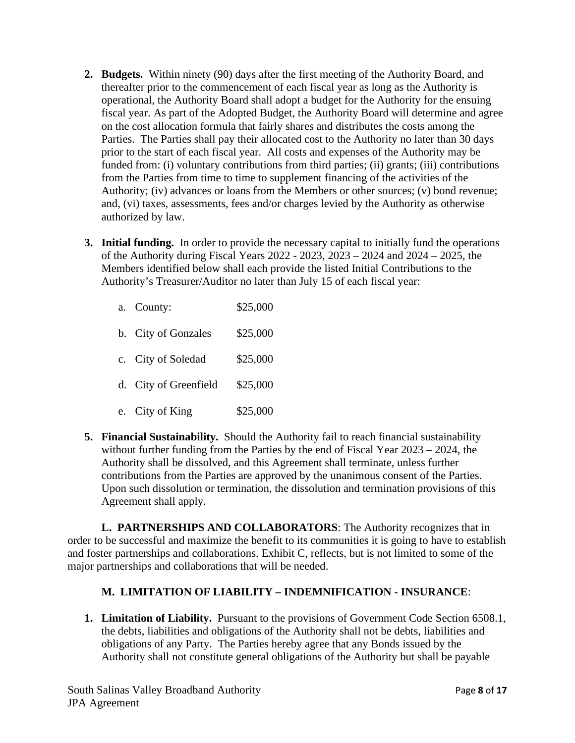2. **Budgets.** Within ninety (90) days after the first meeting of the Authority Board, and thereafter prior to the commencement of each fiscal year as long as the Authority is operational, the Authority Board shall adopt a budget for the Authority for the ensuing fiscal year. As part of the Adopted Budget, the Authority Board will determine and agree on the cost allocation formula that fairly shares and distributes the costs among the Parties. The Parties shall pay their allocated cost to the Authority no later than 30 days prior to the start of each fiscal year. All costs and expenses of the Authority may be funded from: (i) voluntary contributions from third parties; (ii) grants; (iii) contributions from the Parties from time to time to supplement financing of the activities of the Authority; (iv) advances or loans from the Members or other sources; (v) bond revenue; and, (vi) taxes, assessments, fees and/or charges levied by the Authority as otherwise authorized by law.

3. **Initial funding.** In order to provide the necessary capital to initially fund the operations of the Authority during Fiscal Years 2022 - 2023, 2023 – 2024 and 2024 – 2025, the Members identified below shall each provide the listed Initial Contributions to the Authority's Treasurer/Auditor no later than July 15 of each fiscal year:

   a. County: $25,000

   b. City of Gonzales $25,000

   c. City of Soledad $25,000

   d. City of Greenfield $25,000

   e. City of King $25,000

5. **Financial Sustainability.** Should the Authority fail to reach financial sustainability without further funding from the Parties by the end of Fiscal Year 2023 – 2024, the Authority shall be dissolved, and this Agreement shall terminate, unless further contributions from the Parties are approved by the unanimous consent of the Parties. Upon such dissolution or termination, the dissolution and termination provisions of this Agreement shall apply.

**L. PARTNERSHIPS AND COLLABORATORS**: The Authority recognizes that in order to be successful and maximize the benefit to its communities it is going to have to establish and foster partnerships and collaborations. Exhibit C, reflects, but is not limited to some of the major partnerships and collaborations that will be needed.

**M. LIMITATION OF LIABILITY – INDEMNIFICATION - INSURANCE**:

1. **Limitation of Liability.** Pursuant to the provisions of Government Code Section 6508.1, the debts, liabilities and obligations of the Authority shall not be debts, liabilities and obligations of any Party. The Parties hereby agree that any Bonds issued by the Authority shall not constitute general obligations of the Authority but shall be payable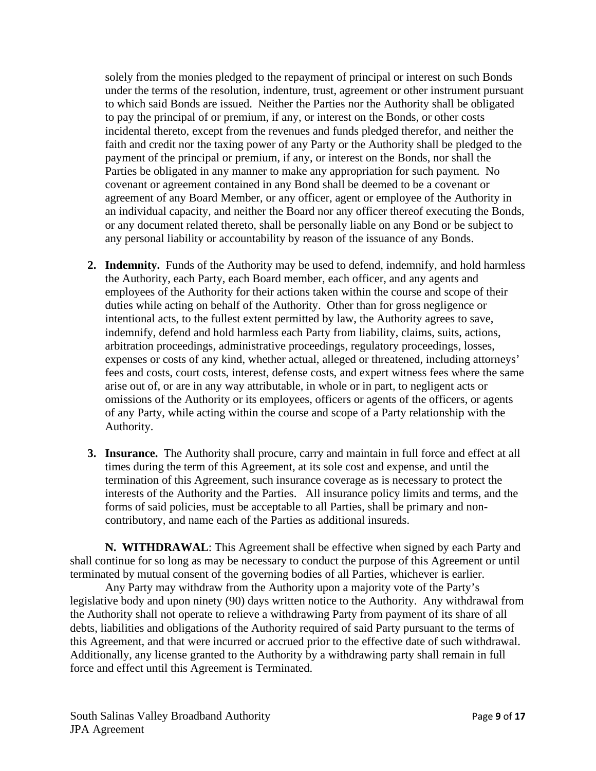solely from the monies pledged to the repayment of principal or interest on such Bonds under the terms of the resolution, indenture, trust, agreement or other instrument pursuant to which said Bonds are issued. Neither the Parties nor the Authority shall be obligated to pay the principal of or premium, if any, or interest on the Bonds, or other costs incidental thereto, except from the revenues and funds pledged therefor, and neither the faith and credit nor the taxing power of any Party or the Authority shall be pledged to the payment of the principal or premium, if any, or interest on the Bonds, nor shall the Parties be obligated in any manner to make any appropriation for such payment. No covenant or agreement contained in any Bond shall be deemed to be a covenant or agreement of any Board Member, or any officer, agent or employee of the Authority in an individual capacity, and neither the Board nor any officer thereof executing the Bonds, or any document related thereto, shall be personally liable on any Bond or be subject to any personal liability or accountability by reason of the issuance of any Bonds.

2. **Indemnity.** Funds of the Authority may be used to defend, indemnify, and hold harmless the Authority, each Party, each Board member, each officer, and any agents and employees of the Authority for their actions taken within the course and scope of their duties while acting on behalf of the Authority. Other than for gross negligence or intentional acts, to the fullest extent permitted by law, the Authority agrees to save, indemnify, defend and hold harmless each Party from liability, claims, suits, actions, arbitration proceedings, administrative proceedings, regulatory proceedings, losses, expenses or costs of any kind, whether actual, alleged or threatened, including attorneys' fees and costs, court costs, interest, defense costs, and expert witness fees where the same arise out of, or are in any way attributable, in whole or in part, to negligent acts or omissions of the Authority or its employees, officers or agents of the officers, or agents of any Party, while acting within the course and scope of a Party relationship with the Authority.

3. **Insurance.** The Authority shall procure, carry and maintain in full force and effect at all times during the term of this Agreement, at its sole cost and expense, and until the termination of this Agreement, such insurance coverage as is necessary to protect the interests of the Authority and the Parties. All insurance policy limits and terms, and the forms of said policies, must be acceptable to all Parties, shall be primary and non-contributory, and name each of the Parties as additional insureds.

**N. WITHDRAWAL**: This Agreement shall be effective when signed by each Party and shall continue for so long as may be necessary to conduct the purpose of this Agreement or until terminated by mutual consent of the governing bodies of all Parties, whichever is earlier.

Any Party may withdraw from the Authority upon a majority vote of the Party's legislative body and upon ninety (90) days written notice to the Authority. Any withdrawal from the Authority shall not operate to relieve a withdrawing Party from payment of its share of all debts, liabilities and obligations of the Authority required of said Party pursuant to the terms of this Agreement, and that were incurred or accrued prior to the effective date of such withdrawal. Additionally, any license granted to the Authority by a withdrawing party shall remain in full force and effect until this Agreement is Terminated.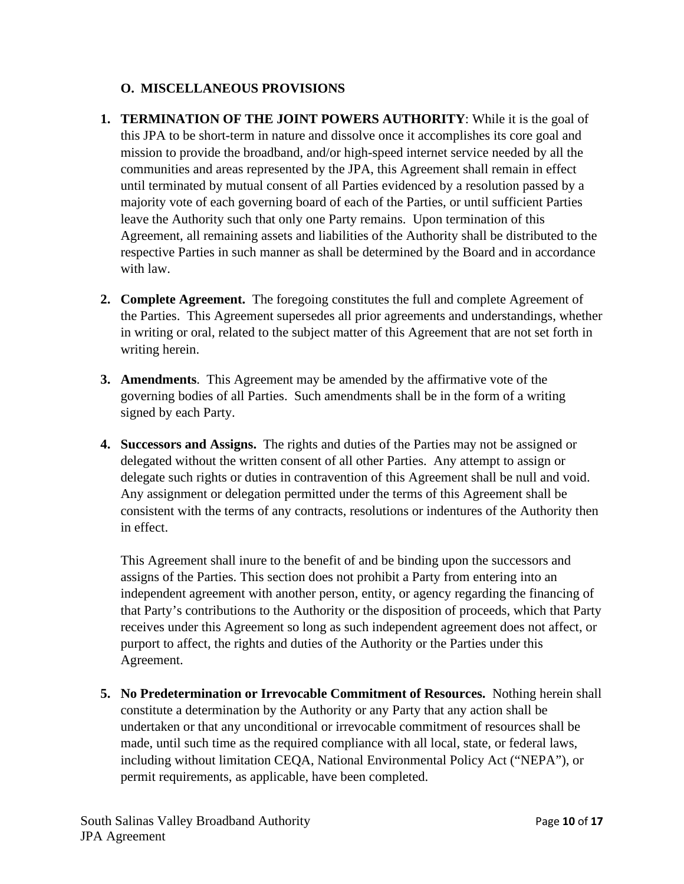### O. MISCELLANEOUS PROVISIONS

1. **TERMINATION OF THE JOINT POWERS AUTHORITY**: While it is the goal of this JPA to be short-term in nature and dissolve once it accomplishes its core goal and mission to provide the broadband, and/or high-speed internet service needed by all the communities and areas represented by the JPA, this Agreement shall remain in effect until terminated by mutual consent of all Parties evidenced by a resolution passed by a majority vote of each governing board of each of the Parties, or until sufficient Parties leave the Authority such that only one Party remains. Upon termination of this Agreement, all remaining assets and liabilities of the Authority shall be distributed to the respective Parties in such manner as shall be determined by the Board and in accordance with law.

2. **Complete Agreement.** The foregoing constitutes the full and complete Agreement of the Parties. This Agreement supersedes all prior agreements and understandings, whether in writing or oral, related to the subject matter of this Agreement that are not set forth in writing herein.

3. **Amendments**. This Agreement may be amended by the affirmative vote of the governing bodies of all Parties. Such amendments shall be in the form of a writing signed by each Party.

4. **Successors and Assigns.** The rights and duties of the Parties may not be assigned or delegated without the written consent of all other Parties. Any attempt to assign or delegate such rights or duties in contravention of this Agreement shall be null and void. Any assignment or delegation permitted under the terms of this Agreement shall be consistent with the terms of any contracts, resolutions or indentures of the Authority then in effect.

   This Agreement shall inure to the benefit of and be binding upon the successors and assigns of the Parties. This section does not prohibit a Party from entering into an independent agreement with another person, entity, or agency regarding the financing of that Party's contributions to the Authority or the disposition of proceeds, which that Party receives under this Agreement so long as such independent agreement does not affect, or purport to affect, the rights and duties of the Authority or the Parties under this Agreement.

5. **No Predetermination or Irrevocable Commitment of Resources.** Nothing herein shall constitute a determination by the Authority or any Party that any action shall be undertaken or that any unconditional or irrevocable commitment of resources shall be made, until such time as the required compliance with all local, state, or federal laws, including without limitation CEQA, National Environmental Policy Act ("NEPA"), or permit requirements, as applicable, have been completed.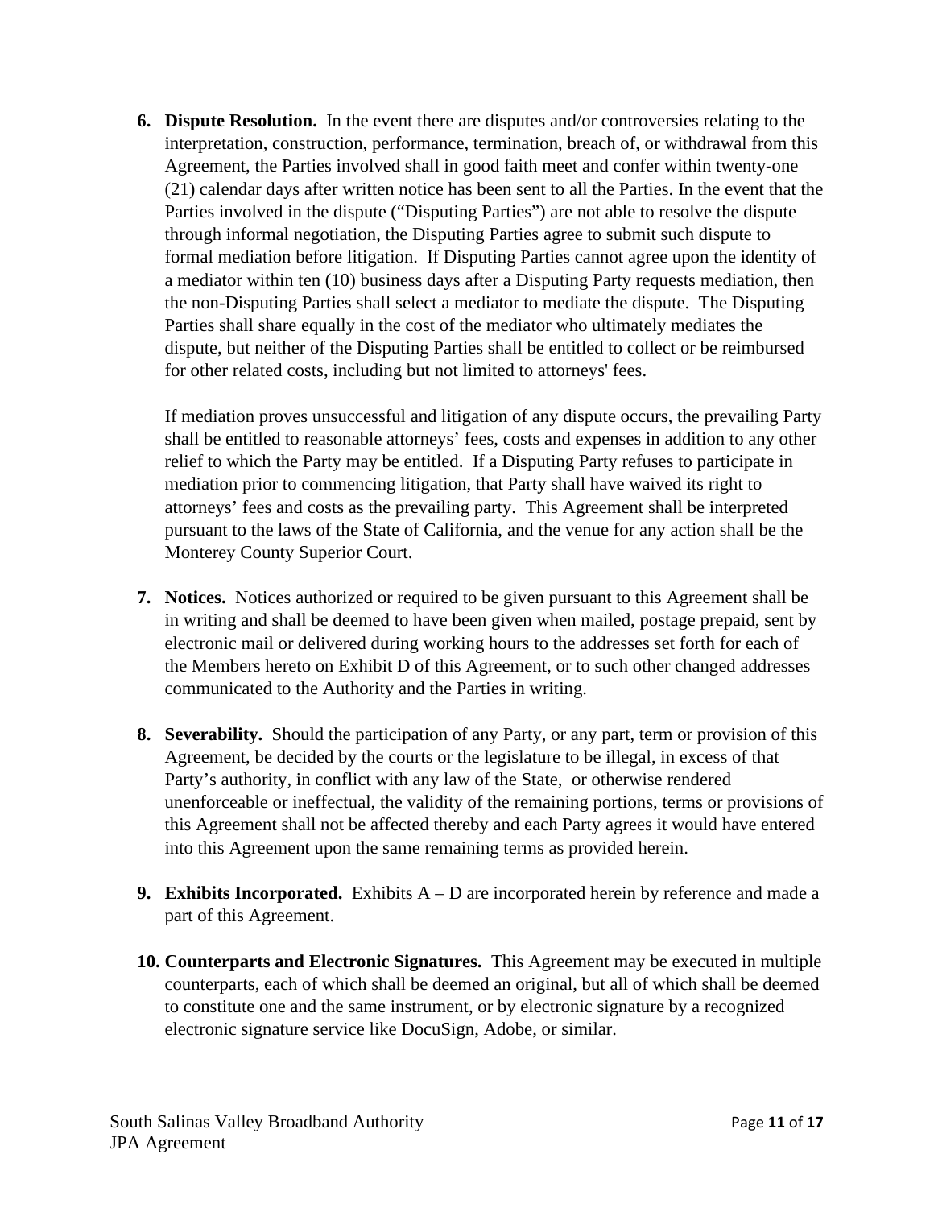6. **Dispute Resolution.** In the event there are disputes and/or controversies relating to the interpretation, construction, performance, termination, breach of, or withdrawal from this Agreement, the Parties involved shall in good faith meet and confer within twenty-one (21) calendar days after written notice has been sent to all the Parties. In the event that the Parties involved in the dispute ("Disputing Parties") are not able to resolve the dispute through informal negotiation, the Disputing Parties agree to submit such dispute to formal mediation before litigation. If Disputing Parties cannot agree upon the identity of a mediator within ten (10) business days after a Disputing Party requests mediation, then the non-Disputing Parties shall select a mediator to mediate the dispute. The Disputing Parties shall share equally in the cost of the mediator who ultimately mediates the dispute, but neither of the Disputing Parties shall be entitled to collect or be reimbursed for other related costs, including but not limited to attorneys' fees.

   If mediation proves unsuccessful and litigation of any dispute occurs, the prevailing Party shall be entitled to reasonable attorneys' fees, costs and expenses in addition to any other relief to which the Party may be entitled. If a Disputing Party refuses to participate in mediation prior to commencing litigation, that Party shall have waived its right to attorneys' fees and costs as the prevailing party. This Agreement shall be interpreted pursuant to the laws of the State of California, and the venue for any action shall be the Monterey County Superior Court.

7. **Notices.** Notices authorized or required to be given pursuant to this Agreement shall be in writing and shall be deemed to have been given when mailed, postage prepaid, sent by electronic mail or delivered during working hours to the addresses set forth for each of the Members hereto on Exhibit D of this Agreement, or to such other changed addresses communicated to the Authority and the Parties in writing.

8. **Severability.** Should the participation of any Party, or any part, term or provision of this Agreement, be decided by the courts or the legislature to be illegal, in excess of that Party's authority, in conflict with any law of the State, or otherwise rendered unenforceable or ineffectual, the validity of the remaining portions, terms or provisions of this Agreement shall not be affected thereby and each Party agrees it would have entered into this Agreement upon the same remaining terms as provided herein.

9. **Exhibits Incorporated.** Exhibits A – D are incorporated herein by reference and made a part of this Agreement.

10. **Counterparts and Electronic Signatures.** This Agreement may be executed in multiple counterparts, each of which shall be deemed an original, but all of which shall be deemed to constitute one and the same instrument, or by electronic signature by a recognized electronic signature service like DocuSign, Adobe, or similar.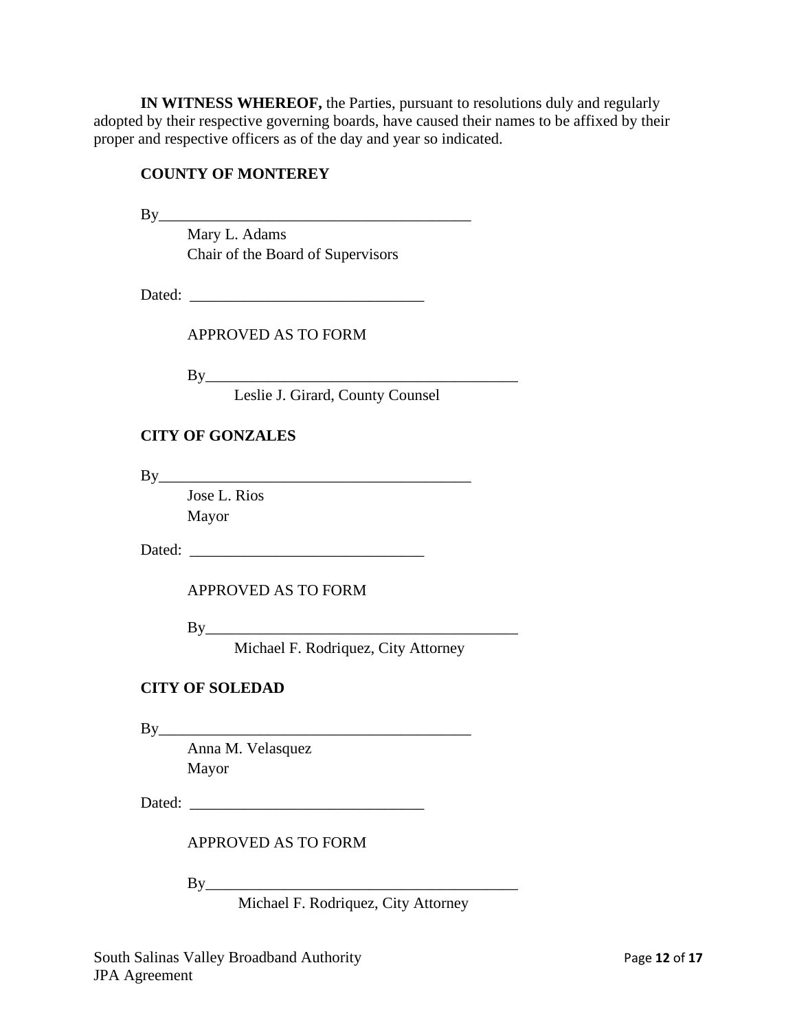**IN WITNESS WHEREOF,** the Parties, pursuant to resolutions duly and regularly adopted by their respective governing boards, have caused their names to be affixed by their proper and respective officers as of the day and year so indicated.

**COUNTY OF MONTEREY**

By_________________________________________

Mary L. Adams
Chair of the Board of Supervisors

Dated: ______________________________

APPROVED AS TO FORM

By_________________________________________

Leslie J. Girard, County Counsel

**CITY OF GONZALES**

By_________________________________________

Jose L. Rios
Mayor

Dated: ______________________________

APPROVED AS TO FORM

By_________________________________________

Michael F. Rodriquez, City Attorney

**CITY OF SOLEDAD**

By_________________________________________

Anna M. Velasquez
Mayor

Dated: ______________________________

APPROVED AS TO FORM

By_________________________________________

Michael F. Rodriquez, City Attorney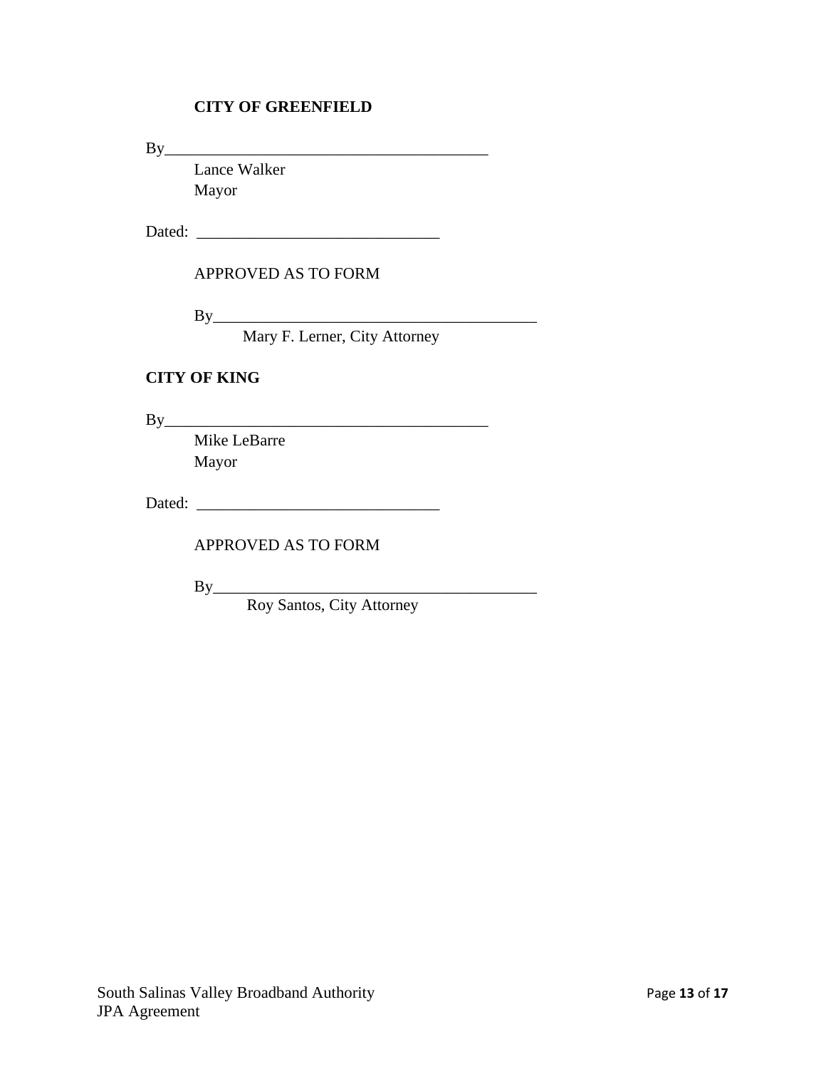**CITY OF GREENFIELD**

By\_\_\_\_\_\_\_\_\_\_\_\_\_\_\_\_\_\_\_\_\_\_\_\_\_\_\_\_\_\_\_\_\_\_\_\_\_\_\_\_\_

Lance Walker  
Mayor

Dated: \_\_\_\_\_\_\_\_\_\_\_\_\_\_\_\_\_\_\_\_\_\_\_\_\_\_\_\_\_\_

APPROVED AS TO FORM

By\_\_\_\_\_\_\_\_\_\_\_\_\_\_\_\_\_\_\_\_\_\_\_\_\_\_\_\_\_\_\_\_\_\_\_\_\_\_\_\_\_

Mary F. Lerner, City Attorney

**CITY OF KING**

By\_\_\_\_\_\_\_\_\_\_\_\_\_\_\_\_\_\_\_\_\_\_\_\_\_\_\_\_\_\_\_\_\_\_\_\_\_\_\_\_\_

Mike LeBarre  
Mayor

Dated: \_\_\_\_\_\_\_\_\_\_\_\_\_\_\_\_\_\_\_\_\_\_\_\_\_\_\_\_\_\_

APPROVED AS TO FORM

By\_\_\_\_\_\_\_\_\_\_\_\_\_\_\_\_\_\_\_\_\_\_\_\_\_\_\_\_\_\_\_\_\_\_\_\_\_\_\_\_\_

Roy Santos, City Attorney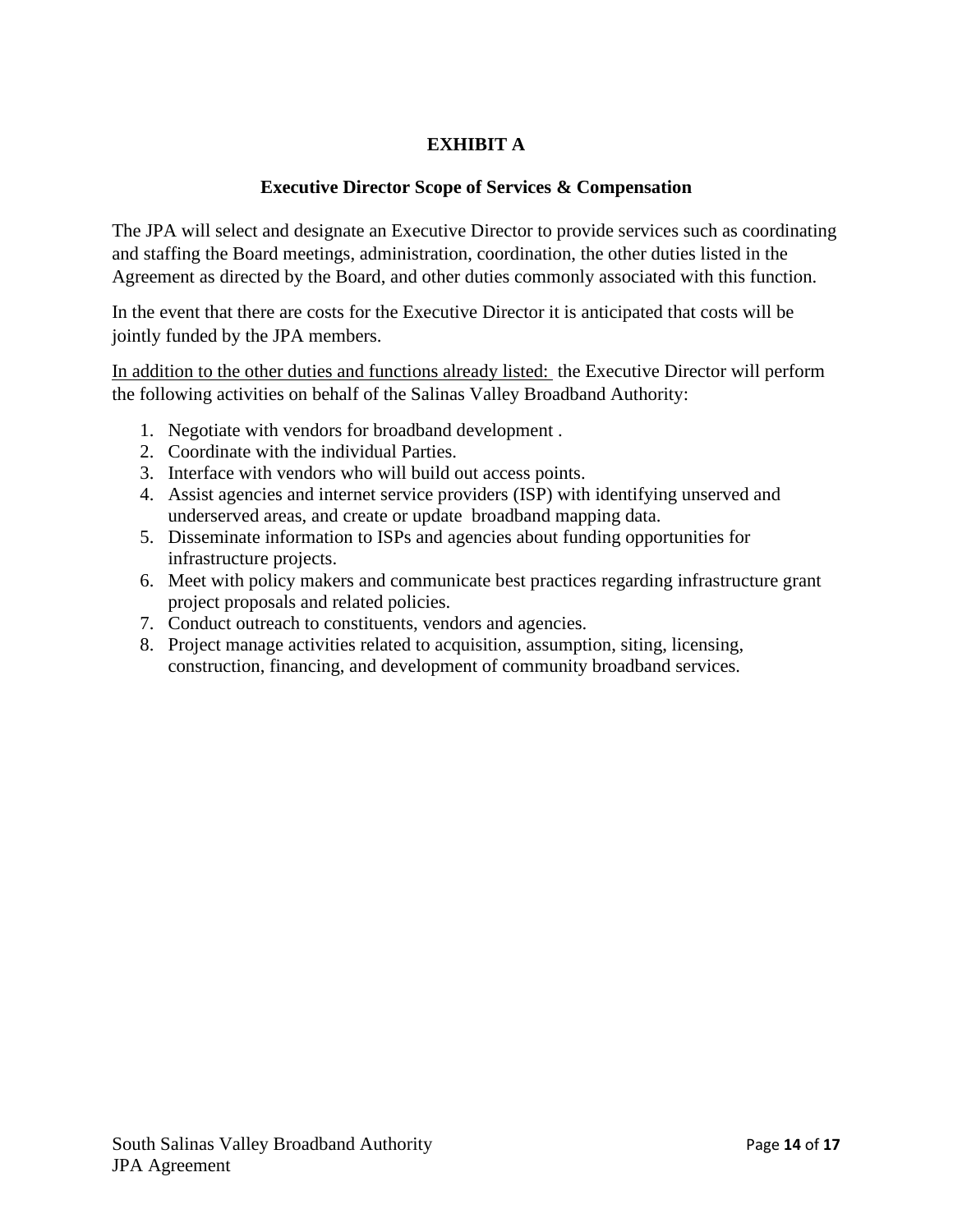# EXHIBIT A

## Executive Director Scope of Services & Compensation

The JPA will select and designate an Executive Director to provide services such as coordinating and staffing the Board meetings, administration, coordination, the other duties listed in the Agreement as directed by the Board, and other duties commonly associated with this function.

In the event that there are costs for the Executive Director it is anticipated that costs will be jointly funded by the JPA members.

In addition to the other duties and functions already listed: the Executive Director will perform the following activities on behalf of the Salinas Valley Broadband Authority:

1. Negotiate with vendors for broadband development .
2. Coordinate with the individual Parties.
3. Interface with vendors who will build out access points.
4. Assist agencies and internet service providers (ISP) with identifying unserved and underserved areas, and create or update broadband mapping data.
5. Disseminate information to ISPs and agencies about funding opportunities for infrastructure projects.
6. Meet with policy makers and communicate best practices regarding infrastructure grant project proposals and related policies.
7. Conduct outreach to constituents, vendors and agencies.
8. Project manage activities related to acquisition, assumption, siting, licensing, construction, financing, and development of community broadband services.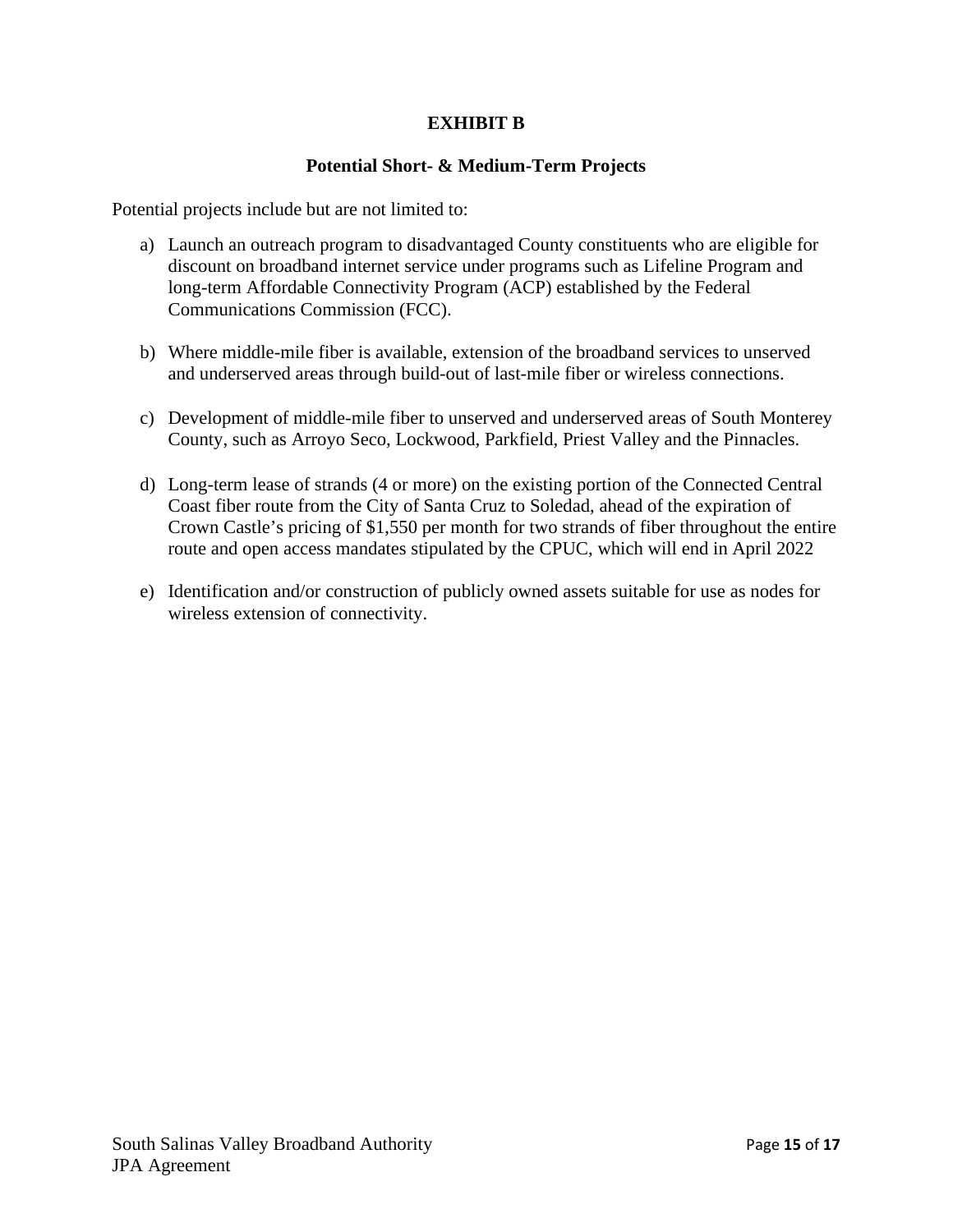# EXHIBIT B

## Potential Short- & Medium-Term Projects

Potential projects include but are not limited to:

a) Launch an outreach program to disadvantaged County constituents who are eligible for discount on broadband internet service under programs such as Lifeline Program and long-term Affordable Connectivity Program (ACP) established by the Federal Communications Commission (FCC).

b) Where middle-mile fiber is available, extension of the broadband services to unserved and underserved areas through build-out of last-mile fiber or wireless connections.

c) Development of middle-mile fiber to unserved and underserved areas of South Monterey County, such as Arroyo Seco, Lockwood, Parkfield, Priest Valley and the Pinnacles.

d) Long-term lease of strands (4 or more) on the existing portion of the Connected Central Coast fiber route from the City of Santa Cruz to Soledad, ahead of the expiration of Crown Castle's pricing of $1,550 per month for two strands of fiber throughout the entire route and open access mandates stipulated by the CPUC, which will end in April 2022

e) Identification and/or construction of publicly owned assets suitable for use as nodes for wireless extension of connectivity.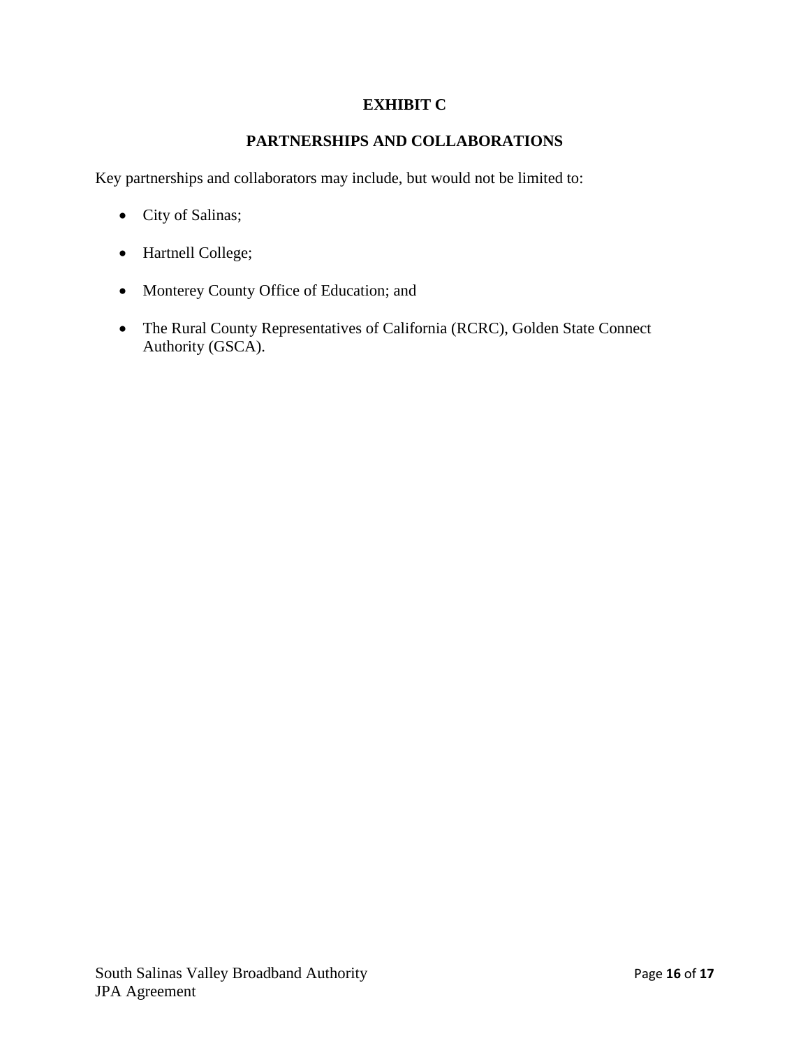# EXHIBIT C

## PARTNERSHIPS AND COLLABORATIONS

Key partnerships and collaborators may include, but would not be limited to:

- City of Salinas;
- Hartnell College;
- Monterey County Office of Education; and
- The Rural County Representatives of California (RCRC), Golden State Connect Authority (GSCA).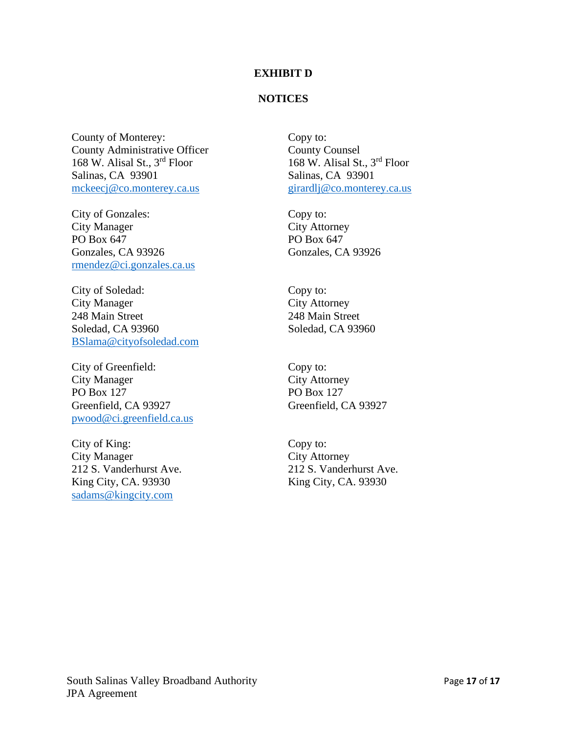# EXHIBIT D

## NOTICES

County of Monterey:
County Administrative Officer
168 W. Alisal St., 3rd Floor
Salinas, CA 93901
mckeecj@co.monterey.ca.us

Copy to:
County Counsel
168 W. Alisal St., 3rd Floor
Salinas, CA 93901
girardlj@co.monterey.ca.us

City of Gonzales:
City Manager
PO Box 647
Gonzales, CA 93926
rmendez@ci.gonzales.ca.us

Copy to:
City Attorney
PO Box 647
Gonzales, CA 93926

City of Soledad:
City Manager
248 Main Street
Soledad, CA 93960
BSlama@cityofsoledad.com

Copy to:
City Attorney
248 Main Street
Soledad, CA 93960

City of Greenfield:
City Manager
PO Box 127
Greenfield, CA 93927
pwood@ci.greenfield.ca.us

Copy to:
City Attorney
PO Box 127
Greenfield, CA 93927

City of King:
City Manager
212 S. Vanderhurst Ave.
King City, CA. 93930
sadams@kingcity.com

Copy to:
City Attorney
212 S. Vanderhurst Ave.
King City, CA. 93930